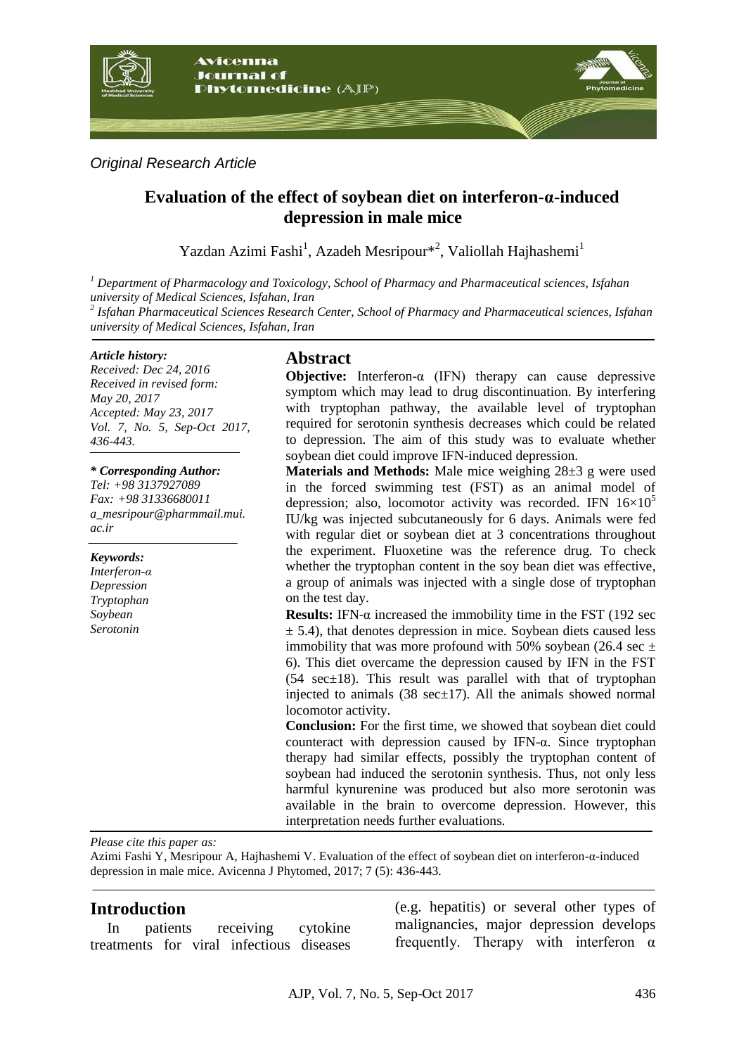*Original Research Article*

# Evaluation of the effect of soybean diet on interferon-α-induced depression in male mice

Yazdan Azimi Fashi[1], Azadeh Mesripour*[2], Valiollah Hajhashemi[1]

[1] Department of Pharmacology and Toxicology, School of Pharmacy and Pharmaceutical sciences, Isfahan university of Medical Sciences, Isfahan, Iran
[2] Isfahan Pharmaceutical Sciences Research Center, School of Pharmacy and Pharmaceutical sciences, Isfahan university of Medical Sciences, Isfahan, Iran

*Article history:*
*Received: Dec 24, 2016*
*Received in revised form: May 20, 2017*
*Accepted: May 23, 2017*
*Vol. 7, No. 5, Sep-Oct 2017, 436-443.*

*** Corresponding Author:***
*Tel: +98 3137927089*
*Fax: +98 31336680011*
*a_mesripour@pharmmail.mui.ac.ir*

*Keywords:*
*Interferon-α*
*Depression*
*Tryptophan*
*Soybean*
*Serotonin*

## Abstract

**Objective:** Interferon-α (IFN) therapy can cause depressive symptom which may lead to drug discontinuation. By interfering with tryptophan pathway, the available level of tryptophan required for serotonin synthesis decreases which could be related to depression. The aim of this study was to evaluate whether soybean diet could improve IFN-induced depression.

**Materials and Methods:** Male mice weighing 28±3 g were used in the forced swimming test (FST) as an animal model of depression; also, locomotor activity was recorded. IFN $16\times10^5$ IU/kg was injected subcutaneously for 6 days. Animals were fed with regular diet or soybean diet at 3 concentrations throughout the experiment. Fluoxetine was the reference drug. To check whether the tryptophan content in the soy bean diet was effective, a group of animals was injected with a single dose of tryptophan on the test day.

**Results:** IFN-α increased the immobility time in the FST (192 sec ± 5.4), that denotes depression in mice. Soybean diets caused less immobility that was more profound with 50% soybean (26.4 sec ± 6). This diet overcame the depression caused by IFN in the FST (54 sec±18). This result was parallel with that of tryptophan injected to animals (38 sec±17). All the animals showed normal locomotor activity.

**Conclusion:** For the first time, we showed that soybean diet could counteract with depression caused by IFN-α. Since tryptophan therapy had similar effects, possibly the tryptophan content of soybean had induced the serotonin synthesis. Thus, not only less harmful kynurenine was produced but also more serotonin was available in the brain to overcome depression. However, this interpretation needs further evaluations.

*Please cite this paper as:*
Azimi Fashi Y, Mesripour A, Hajhashemi V. Evaluation of the effect of soybean diet on interferon-α-induced depression in male mice. Avicenna J Phytomed, 2017; 7 (5): 436-443.

## Introduction

In patients receiving cytokine treatments for viral infectious diseases (e.g. hepatitis) or several other types of malignancies, major depression develops frequently. Therapy with interferon α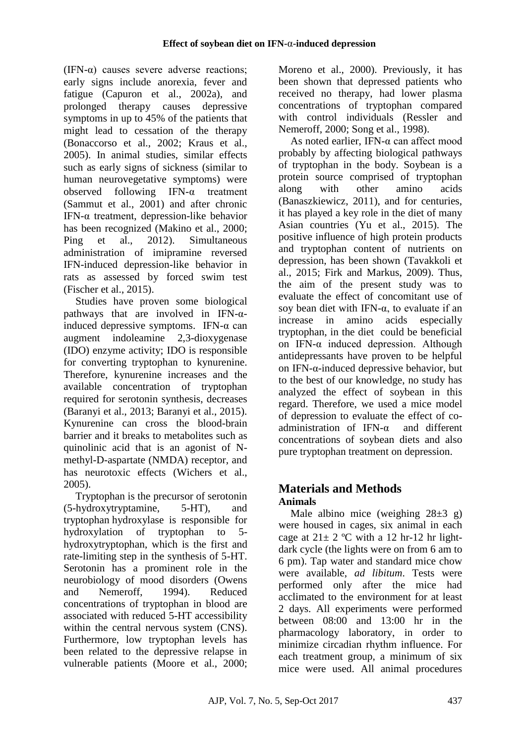(IFN-α) causes severe adverse reactions; early signs include anorexia, fever and fatigue (Capuron et al., 2002a), and prolonged therapy causes depressive symptoms in up to 45% of the patients that might lead to cessation of the therapy (Bonaccorso et al., 2002; Kraus et al., 2005). In animal studies, similar effects such as early signs of sickness (similar to human neurovegetative symptoms) were observed following IFN-α treatment (Sammut et al., 2001) and after chronic IFN-α treatment, depression-like behavior has been recognized (Makino et al., 2000; Ping et al., 2012). Simultaneous administration of imipramine reversed IFN-induced depression-like behavior in rats as assessed by forced swim test (Fischer et al., 2015).

Studies have proven some biological pathways that are involved in IFN-α-induced depressive symptoms. IFN-α can augment indoleamine 2,3-dioxygenase (IDO) enzyme activity; IDO is responsible for converting tryptophan to kynurenine. Therefore, kynurenine increases and the available concentration of tryptophan required for serotonin synthesis, decreases (Baranyi et al., 2013; Baranyi et al., 2015). Kynurenine can cross the blood-brain barrier and it breaks to metabolites such as quinolinic acid that is an agonist of N-methyl-D-aspartate (NMDA) receptor, and has neurotoxic effects (Wichers et al., 2005).

Tryptophan is the precursor of serotonin (5-hydroxytryptamine, 5-HT), and tryptophan hydroxylase is responsible for hydroxylation of tryptophan to 5-hydroxytryptophan, which is the first and rate-limiting step in the synthesis of 5-HT. Serotonin has a prominent role in the neurobiology of mood disorders (Owens and Nemeroff, 1994). Reduced concentrations of tryptophan in blood are associated with reduced 5-HT accessibility within the central nervous system (CNS). Furthermore, low tryptophan levels has been related to the depressive relapse in vulnerable patients (Moore et al., 2000; Moreno et al., 2000). Previously, it has been shown that depressed patients who received no therapy, had lower plasma concentrations of tryptophan compared with control individuals (Ressler and Nemeroff, 2000; Song et al., 1998).

As noted earlier, IFN-α can affect mood probably by affecting biological pathways of tryptophan in the body. Soybean is a protein source comprised of tryptophan along with other amino acids (Banaszkiewicz, 2011), and for centuries, it has played a key role in the diet of many Asian countries (Yu et al., 2015). The positive influence of high protein products and tryptophan content of nutrients on depression, has been shown (Tavakkoli et al., 2015; Firk and Markus, 2009). Thus, the aim of the present study was to evaluate the effect of concomitant use of soy bean diet with IFN-α, to evaluate if an increase in amino acids especially tryptophan, in the diet could be beneficial on IFN-α induced depression. Although antidepressants have proven to be helpful on IFN-α-induced depressive behavior, but to the best of our knowledge, no study has analyzed the effect of soybean in this regard. Therefore, we used a mice model of depression to evaluate the effect of co-administration of IFN-α and different concentrations of soybean diets and also pure tryptophan treatment on depression.

## Materials and Methods

### Animals

Male albino mice (weighing 28±3 g) were housed in cages, six animal in each cage at 21± 2 ºC with a 12 hr-12 hr light-dark cycle (the lights were on from 6 am to 6 pm). Tap water and standard mice chow were available, *ad libitum*. Tests were performed only after the mice had acclimated to the environment for at least 2 days. All experiments were performed between 08:00 and 13:00 hr in the pharmacology laboratory, in order to minimize circadian rhythm influence. For each treatment group, a minimum of six mice were used. All animal procedures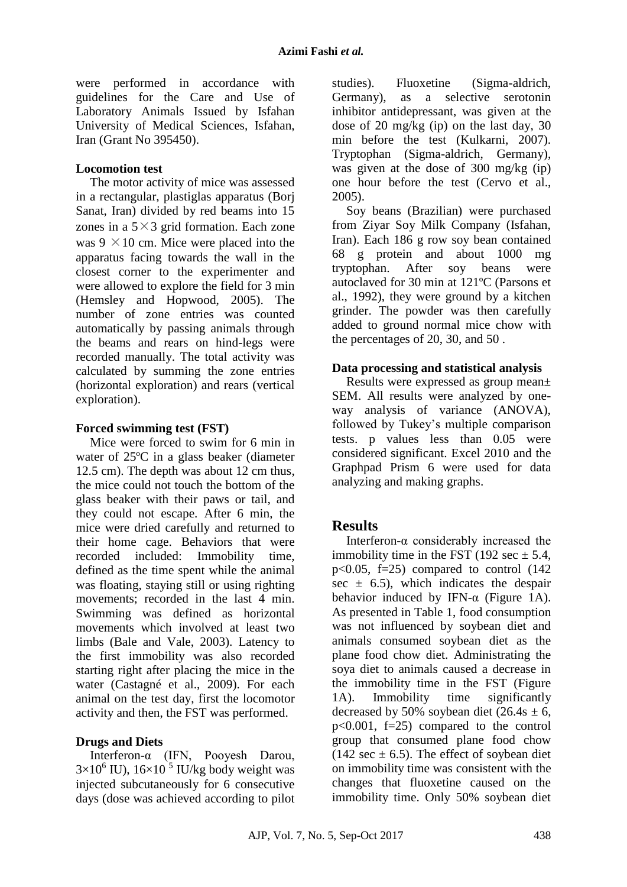were performed in accordance with guidelines for the Care and Use of Laboratory Animals Issued by Isfahan University of Medical Sciences, Isfahan, Iran (Grant No 395450).

### Locomotion test

The motor activity of mice was assessed in a rectangular, plastiglas apparatus (Borj Sanat, Iran) divided by red beams into 15 zones in a 5×3 grid formation. Each zone was 9 ×10 cm. Mice were placed into the apparatus facing towards the wall in the closest corner to the experimenter and were allowed to explore the field for 3 min (Hemsley and Hopwood, 2005). The number of zone entries was counted automatically by passing animals through the beams and rears on hind-legs were recorded manually. The total activity was calculated by summing the zone entries (horizontal exploration) and rears (vertical exploration).

### Forced swimming test (FST)

Mice were forced to swim for 6 min in water of 25ºC in a glass beaker (diameter 12.5 cm). The depth was about 12 cm thus, the mice could not touch the bottom of the glass beaker with their paws or tail, and they could not escape. After 6 min, the mice were dried carefully and returned to their home cage. Behaviors that were recorded included: Immobility time, defined as the time spent while the animal was floating, staying still or using righting movements; recorded in the last 4 min. Swimming was defined as horizontal movements which involved at least two limbs (Bale and Vale, 2003). Latency to the first immobility was also recorded starting right after placing the mice in the water (Castagné et al., 2009). For each animal on the test day, first the locomotor activity and then, the FST was performed.

### Drugs and Diets

Interferon-α (IFN, Pooyesh Darou, $3\times10^6$ IU), $16\times10^5$ IU/kg body weight was injected subcutaneously for 6 consecutive days (dose was achieved according to pilot studies). Fluoxetine (Sigma-aldrich, Germany), as a selective serotonin inhibitor antidepressant, was given at the dose of 20 mg/kg (ip) on the last day, 30 min before the test (Kulkarni, 2007). Tryptophan (Sigma-aldrich, Germany), was given at the dose of 300 mg/kg (ip) one hour before the test (Cervo et al., 2005).

Soy beans (Brazilian) were purchased from Ziyar Soy Milk Company (Isfahan, Iran). Each 186 g row soy bean contained 68 g protein and about 1000 mg tryptophan. After soy beans were autoclaved for 30 min at 121ºC (Parsons et al., 1992), they were ground by a kitchen grinder. The powder was then carefully added to ground normal mice chow with the percentages of 20, 30, and 50 .

### Data processing and statistical analysis

Results were expressed as group mean± SEM. All results were analyzed by one-way analysis of variance (ANOVA), followed by Tukey's multiple comparison tests. p values less than 0.05 were considered significant. Excel 2010 and the Graphpad Prism 6 were used for data analyzing and making graphs.

## Results

Interferon-α considerably increased the immobility time in the FST (192 sec ± 5.4, $p<0.05$, f=25) compared to control (142 sec ± 6.5), which indicates the despair behavior induced by IFN-α (Figure 1A). As presented in Table 1, food consumption was not influenced by soybean diet and animals consumed soybean diet as the plane food chow diet. Administrating the soya diet to animals caused a decrease in the immobility time in the FST (Figure 1A). Immobility time significantly decreased by 50% soybean diet (26.4s ± 6, $p<0.001$, f=25) compared to the control group that consumed plane food chow (142 sec ± 6.5). The effect of soybean diet on immobility time was consistent with the changes that fluoxetine caused on the immobility time. Only 50% soybean diet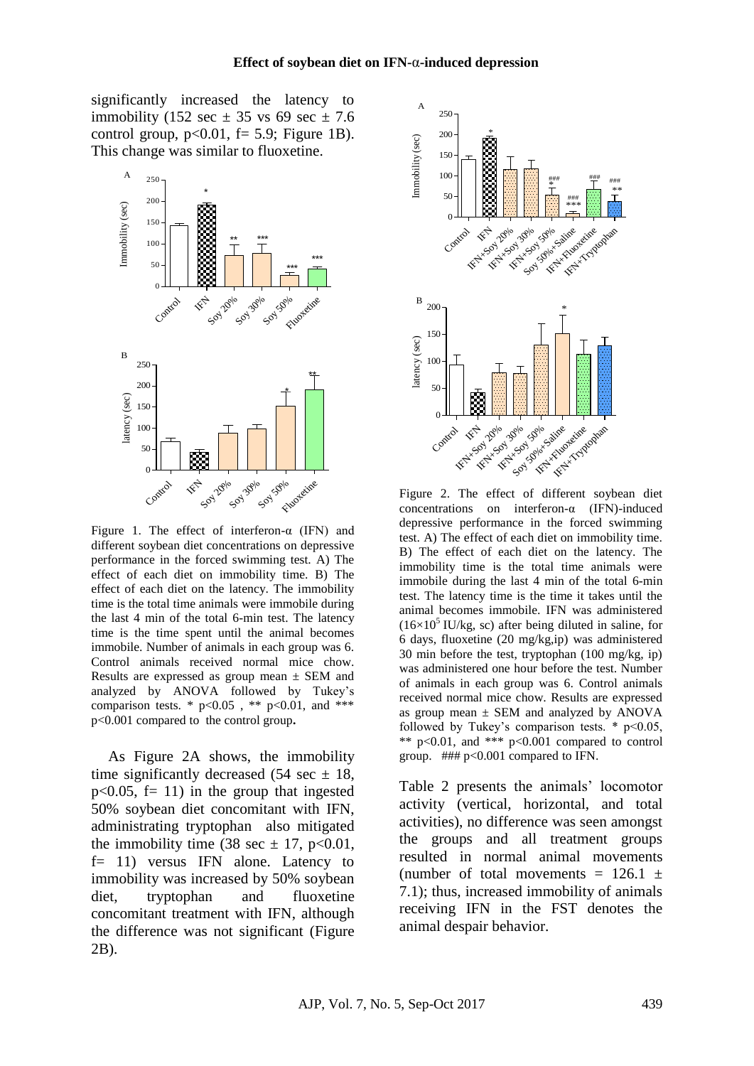significantly increased the latency to immobility (152 sec ± 35 vs 69 sec ± 7.6 control group, $p<0.01$, f= 5.9; Figure 1B). This change was similar to fluoxetine.

Figure 1. The effect of interferon-α (IFN) and different soybean diet concentrations on depressive performance in the forced swimming test. A) The effect of each diet on immobility time. B) The effect of each diet on the latency. The immobility time is the total time animals were immobile during the last 4 min of the total 6-min test. The latency time is the time spent until the animal becomes immobile. Number of animals in each group was 6. Control animals received normal mice chow. Results are expressed as group mean ± SEM and analyzed by ANOVA followed by Tukey's comparison tests. * $p<0.05$ , ** $p<0.01$, and *** $p<0.001$ compared to the control group.

As Figure 2A shows, the immobility time significantly decreased (54 sec ± 18, $p<0.05$, f= 11) in the group that ingested 50% soybean diet concomitant with IFN, administrating tryptophan also mitigated the immobility time (38 sec ± 17, $p<0.01$, f= 11) versus IFN alone. Latency to immobility was increased by 50% soybean diet, tryptophan and fluoxetine concomitant treatment with IFN, although the difference was not significant (Figure 2B).

Figure 2. The effect of different soybean diet concentrations on interferon-α (IFN)-induced depressive performance in the forced swimming test. A) The effect of each diet on immobility time. B) The effect of each diet on the latency. The immobility time is the total time animals were immobile during the last 4 min of the total 6-min test. The latency time is the time it takes until the animal becomes immobile. IFN was administered ($16\times10^5$ IU/kg, sc) after being diluted in saline, for 6 days, fluoxetine (20 mg/kg,ip) was administered 30 min before the test, tryptophan (100 mg/kg, ip) was administered one hour before the test. Number of animals in each group was 6. Control animals received normal mice chow. Results are expressed as group mean ± SEM and analyzed by ANOVA followed by Tukey's comparison tests. * $p<0.05$, ** $p<0.01$, and *** $p<0.001$ compared to control group. ### $p<0.001$ compared to IFN.

Table 2 presents the animals' locomotor activity (vertical, horizontal, and total activities), no difference was seen amongst the groups and all treatment groups resulted in normal animal movements (number of total movements = 126.1 ± 7.1); thus, increased immobility of animals receiving IFN in the FST denotes the animal despair behavior.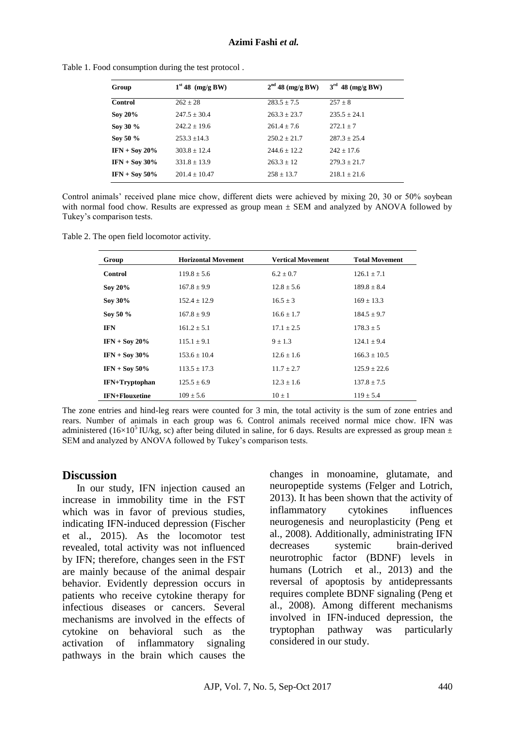Table 1. Food consumption during the test protocol .

| Group | $1^{st}$ 48 (mg/g BW) | $2^{nd}$ 48 (mg/g BW) | $3^{rd}$ 48 (mg/g BW) |
|---|---|---|---|
| **Control** | 262 ± 28 | 283.5 ± 7.5 | 257 ± 8 |
| **Soy 20%** | 247.5 ± 30.4 | 263.3 ± 23.7 | 235.5 ± 24.1 |
| **Soy 30 %** | 242.2 ± 19.6 | 261.4 ± 7.6 | 272.1 ± 7 |
| **Soy 50 %** | 253.3 ±14.3 | 250.2 ± 21.7 | 287.3 ± 25.4 |
| **IFN + Soy 20%** | 303.8 ± 12.4 | 244.6 ± 12.2 | 242 ± 17.6 |
| **IFN + Soy 30%** | 331.8 ± 13.9 | 263.3 ± 12 | 279.3 ± 21.7 |
| **IFN + Soy 50%** | 201.4 ± 10.47 | 258 ± 13.7 | 218.1 ± 21.6 |

Control animals' received plane mice chow, different diets were achieved by mixing 20, 30 or 50% soybean with normal food chow. Results are expressed as group mean ± SEM and analyzed by ANOVA followed by Tukey's comparison tests.

Table 2. The open field locomotor activity.

| Group | Horizontal Movement | Vertical Movement | Total Movement |
|---|---|---|---|
| **Control** | 119.8 ± 5.6 | 6.2 ± 0.7 | 126.1 ± 7.1 |
| **Soy 20%** | 167.8 ± 9.9 | 12.8 ± 5.6 | 189.8 ± 8.4 |
| **Soy 30%** | 152.4 ± 12.9 | 16.5 ± 3 | 169 ± 13.3 |
| **Soy 50 %** | 167.8 ± 9.9 | 16.6 ± 1.7 | 184.5 ± 9.7 |
| **IFN** | 161.2 ± 5.1 | 17.1 ± 2.5 | 178.3 ± 5 |
| **IFN + Soy 20%** | 115.1 ± 9.1 | 9 ± 1.3 | 124.1 ± 9.4 |
| **IFN + Soy 30%** | 153.6 ± 10.4 | 12.6 ± 1.6 | 166.3 ± 10.5 |
| **IFN + Soy 50%** | 113.5 ± 17.3 | 11.7 ± 2.7 | 125.9 ± 22.6 |
| **IFN+Tryptophan** | 125.5 ± 6.9 | 12.3 ± 1.6 | 137.8 ± 7.5 |
| **IFN+Flouxetine** | 109 ± 5.6 | 10 ± 1 | 119 ± 5.4 |

The zone entries and hind-leg rears were counted for 3 min, the total activity is the sum of zone entries and rears. Number of animals in each group was 6. Control animals received normal mice chow. IFN was administered ($16×10^5$ IU/kg, sc) after being diluted in saline, for 6 days. Results are expressed as group mean ± SEM and analyzed by ANOVA followed by Tukey's comparison tests.

## Discussion

In our study, IFN injection caused an increase in immobility time in the FST which was in favor of previous studies, indicating IFN-induced depression (Fischer et al., 2015). As the locomotor test revealed, total activity was not influenced by IFN; therefore, changes seen in the FST are mainly because of the animal despair behavior. Evidently depression occurs in patients who receive cytokine therapy for infectious diseases or cancers. Several mechanisms are involved in the effects of cytokine on behavioral such as the activation of inflammatory signaling pathways in the brain which causes the changes in monoamine, glutamate, and neuropeptide systems (Felger and Lotrich, 2013). It has been shown that the activity of inflammatory cytokines influences neurogenesis and neuroplasticity (Peng et al., 2008). Additionally, administrating IFN decreases systemic brain-derived neurotrophic factor (BDNF) levels in humans (Lotrich et al., 2013) and the reversal of apoptosis by antidepressants requires complete BDNF signaling (Peng et al., 2008). Among different mechanisms involved in IFN-induced depression, the tryptophan pathway was particularly considered in our study.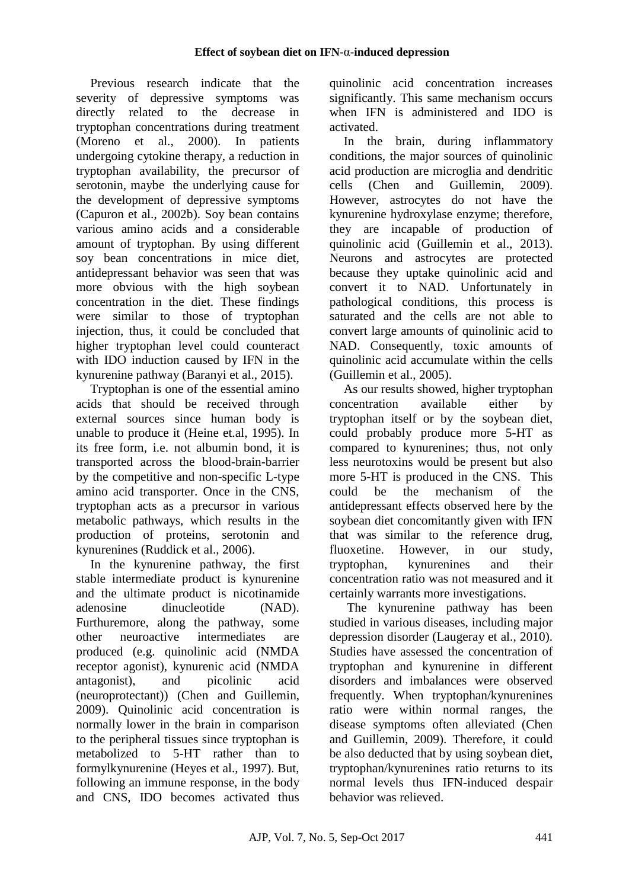Previous research indicate that the severity of depressive symptoms was directly related to the decrease in tryptophan concentrations during treatment (Moreno et al., 2000). In patients undergoing cytokine therapy, a reduction in tryptophan availability, the precursor of serotonin, maybe the underlying cause for the development of depressive symptoms (Capuron et al., 2002b). Soy bean contains various amino acids and a considerable amount of tryptophan. By using different soy bean concentrations in mice diet, antidepressant behavior was seen that was more obvious with the high soybean concentration in the diet. These findings were similar to those of tryptophan injection, thus, it could be concluded that higher tryptophan level could counteract with IDO induction caused by IFN in the kynurenine pathway (Baranyi et al., 2015).

Tryptophan is one of the essential amino acids that should be received through external sources since human body is unable to produce it (Heine et.al, 1995). In its free form, i.e. not albumin bond, it is transported across the blood-brain-barrier by the competitive and non-specific L-type amino acid transporter. Once in the CNS, tryptophan acts as a precursor in various metabolic pathways, which results in the production of proteins, serotonin and kynurenines (Ruddick et al., 2006).

In the kynurenine pathway, the first stable intermediate product is kynurenine and the ultimate product is nicotinamide adenosine dinucleotide (NAD). Furthuremore, along the pathway, some other neuroactive intermediates are produced (e.g. quinolinic acid (NMDA receptor agonist), kynurenic acid (NMDA antagonist), and picolinic acid (neuroprotectant)) (Chen and Guillemin, 2009). Quinolinic acid concentration is normally lower in the brain in comparison to the peripheral tissues since tryptophan is metabolized to 5-HT rather than to formylkynurenine (Heyes et al., 1997). But, following an immune response, in the body and CNS, IDO becomes activated thus quinolinic acid concentration increases significantly. This same mechanism occurs when IFN is administered and IDO is activated.

In the brain, during inflammatory conditions, the major sources of quinolinic acid production are microglia and dendritic cells (Chen and Guillemin, 2009). However, astrocytes do not have the kynurenine hydroxylase enzyme; therefore, they are incapable of production of quinolinic acid (Guillemin et al., 2013). Neurons and astrocytes are protected because they uptake quinolinic acid and convert it to NAD. Unfortunately in pathological conditions, this process is saturated and the cells are not able to convert large amounts of quinolinic acid to NAD. Consequently, toxic amounts of quinolinic acid accumulate within the cells (Guillemin et al., 2005).

As our results showed, higher tryptophan concentration available either by tryptophan itself or by the soybean diet, could probably produce more 5-HT as compared to kynurenines; thus, not only less neurotoxins would be present but also more 5-HT is produced in the CNS. This could be the mechanism of the antidepressant effects observed here by the soybean diet concomitantly given with IFN that was similar to the reference drug, fluoxetine. However, in our study, tryptophan, kynurenines and their concentration ratio was not measured and it certainly warrants more investigations.

The kynurenine pathway has been studied in various diseases, including major depression disorder (Laugeray et al., 2010). Studies have assessed the concentration of tryptophan and kynurenine in different disorders and imbalances were observed frequently. When tryptophan/kynurenines ratio were within normal ranges, the disease symptoms often alleviated (Chen and Guillemin, 2009). Therefore, it could be also deducted that by using soybean diet, tryptophan/kynurenines ratio returns to its normal levels thus IFN-induced despair behavior was relieved.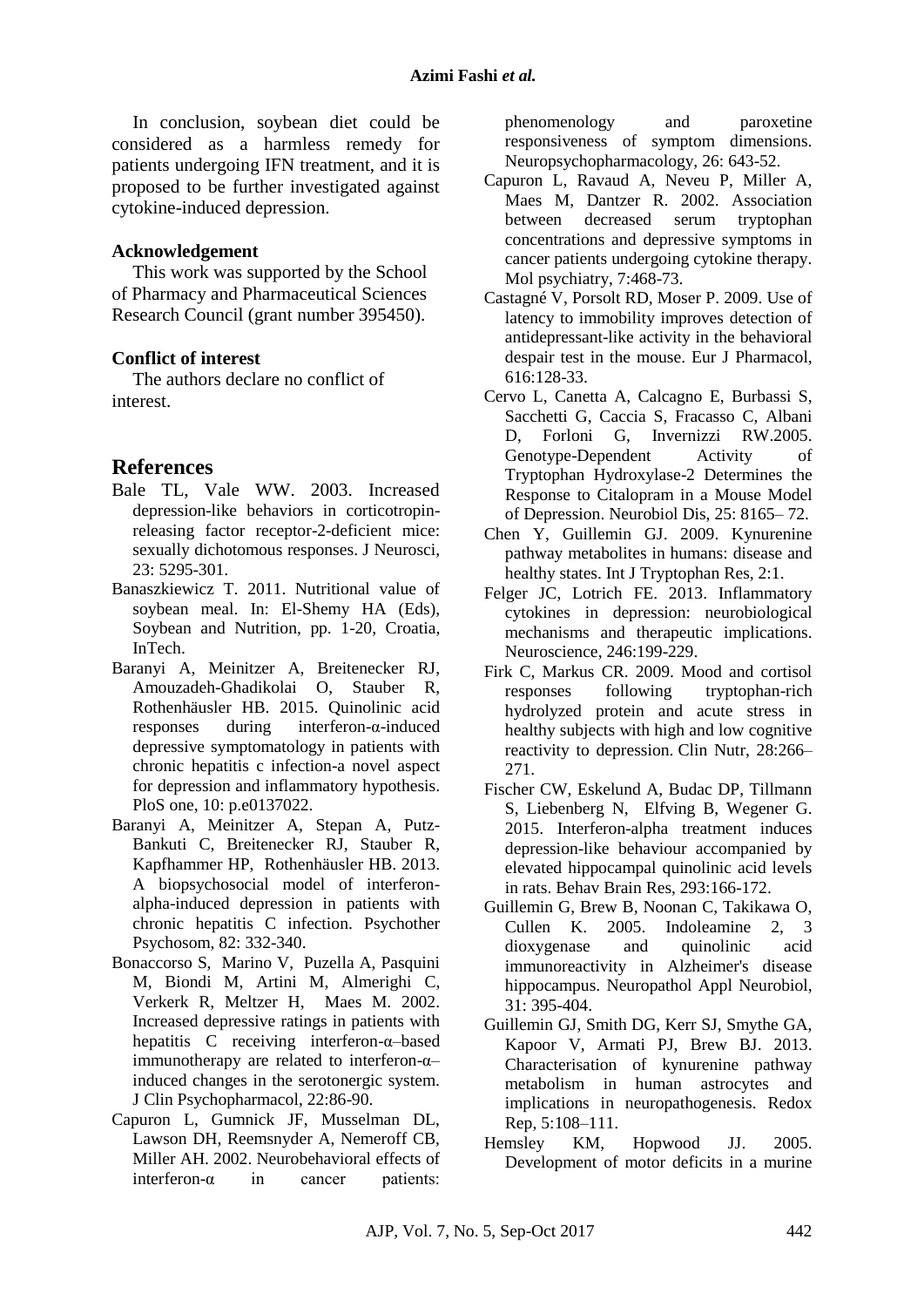In conclusion, soybean diet could be considered as a harmless remedy for patients undergoing IFN treatment, and it is proposed to be further investigated against cytokine-induced depression.

#### Acknowledgement

This work was supported by the School of Pharmacy and Pharmaceutical Sciences Research Council (grant number 395450).

#### Conflict of interest

The authors declare no conflict of interest.

## References

Bale TL, Vale WW. 2003. Increased depression-like behaviors in corticotropin-releasing factor receptor-2-deficient mice: sexually dichotomous responses. J Neurosci, 23: 5295-301.

Banaszkiewicz T. 2011. Nutritional value of soybean meal. In: El-Shemy HA (Eds), Soybean and Nutrition, pp. 1-20, Croatia, InTech.

Baranyi A, Meinitzer A, Breitenecker RJ, Amouzadeh-Ghadikolai O, Stauber R, Rothenhäusler HB. 2015. Quinolinic acid responses during interferon-α-induced depressive symptomatology in patients with chronic hepatitis c infection-a novel aspect for depression and inflammatory hypothesis. PloS one, 10: p.e0137022.

Baranyi A, Meinitzer A, Stepan A, Putz-Bankuti C, Breitenecker RJ, Stauber R, Kapfhammer HP, Rothenhäusler HB. 2013. A biopsychosocial model of interferon-alpha-induced depression in patients with chronic hepatitis C infection. Psychother Psychosom, 82: 332-340.

Bonaccorso S, Marino V, Puzella A, Pasquini M, Biondi M, Artini M, Almerighi C, Verkerk R, Meltzer H, Maes M. 2002. Increased depressive ratings in patients with hepatitis C receiving interferon-α–based immunotherapy are related to interferon-α–induced changes in the serotonergic system. J Clin Psychopharmacol, 22:86-90.

Capuron L, Gumnick JF, Musselman DL, Lawson DH, Reemsnyder A, Nemeroff CB, Miller AH. 2002. Neurobehavioral effects of interferon-α in cancer patients: phenomenology and paroxetine responsiveness of symptom dimensions. Neuropsychopharmacology, 26: 643-52.

Capuron L, Ravaud A, Neveu P, Miller A, Maes M, Dantzer R. 2002. Association between decreased serum tryptophan concentrations and depressive symptoms in cancer patients undergoing cytokine therapy. Mol psychiatry, 7:468-73.

Castagné V, Porsolt RD, Moser P. 2009. Use of latency to immobility improves detection of antidepressant-like activity in the behavioral despair test in the mouse. Eur J Pharmacol, 616:128-33.

Cervo L, Canetta A, Calcagno E, Burbassi S, Sacchetti G, Caccia S, Fracasso C, Albani D, Forloni G, Invernizzi RW.2005. Genotype-Dependent Activity of Tryptophan Hydroxylase-2 Determines the Response to Citalopram in a Mouse Model of Depression. Neurobiol Dis, 25: 8165– 72.

Chen Y, Guillemin GJ. 2009. Kynurenine pathway metabolites in humans: disease and healthy states. Int J Tryptophan Res, 2:1.

Felger JC, Lotrich FE. 2013. Inflammatory cytokines in depression: neurobiological mechanisms and therapeutic implications. Neuroscience, 246:199-229.

Firk C, Markus CR. 2009. Mood and cortisol responses following tryptophan-rich hydrolyzed protein and acute stress in healthy subjects with high and low cognitive reactivity to depression. Clin Nutr, 28:266–271.

Fischer CW, Eskelund A, Budac DP, Tillmann S, Liebenberg N, Elfving B, Wegener G. 2015. Interferon-alpha treatment induces depression-like behaviour accompanied by elevated hippocampal quinolinic acid levels in rats. Behav Brain Res, 293:166-172.

Guillemin G, Brew B, Noonan C, Takikawa O, Cullen K. 2005. Indoleamine 2, 3 dioxygenase and quinolinic acid immunoreactivity in Alzheimer's disease hippocampus. Neuropathol Appl Neurobiol, 31: 395-404.

Guillemin GJ, Smith DG, Kerr SJ, Smythe GA, Kapoor V, Armati PJ, Brew BJ. 2013. Characterisation of kynurenine pathway metabolism in human astrocytes and implications in neuropathogenesis. Redox Rep, 5:108–111.

Hemsley KM, Hopwood JJ. 2005. Development of motor deficits in a murine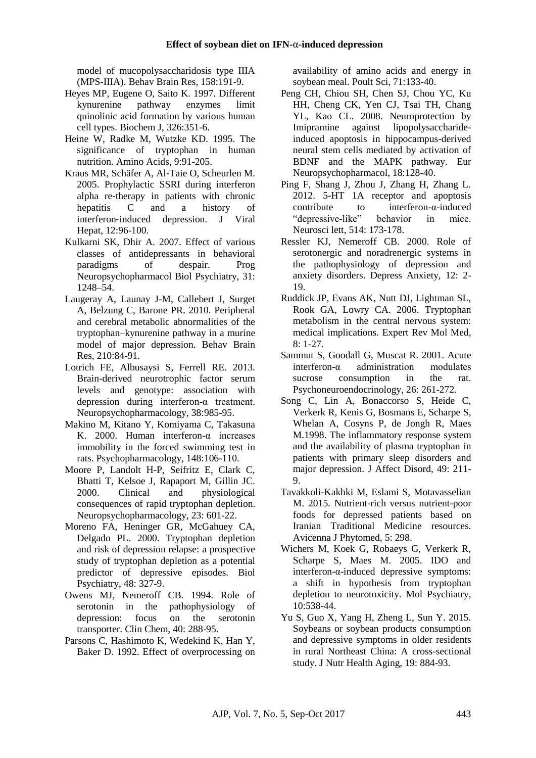model of mucopolysaccharidosis type IIIA (MPS-IIIA). Behav Brain Res, 158:191-9.

Heyes MP, Eugene O, Saito K. 1997. Different kynurenine pathway enzymes limit quinolinic acid formation by various human cell types. Biochem J, 326:351-6.

Heine W, Radke M, Wutzke KD. 1995. The significance of tryptophan in human nutrition. Amino Acids, 9:91-205.

Kraus MR, Schäfer A, Al-Taie O, Scheurlen M. 2005. Prophylactic SSRI during interferon alpha re-therapy in patients with chronic hepatitis C and a history of interferon-induced depression. J Viral Hepat, 12:96-100.

Kulkarni SK, Dhir A. 2007. Effect of various classes of antidepressants in behavioral paradigms of despair. Prog Neuropsychopharmacol Biol Psychiatry, 31: 1248–54.

Laugeray A, Launay J-M, Callebert J, Surget A, Belzung C, Barone PR. 2010. Peripheral and cerebral metabolic abnormalities of the tryptophan–kynurenine pathway in a murine model of major depression. Behav Brain Res, 210:84-91.

Lotrich FE, Albusaysi S, Ferrell RE. 2013. Brain-derived neurotrophic factor serum levels and genotype: association with depression during interferon-α treatment. Neuropsychopharmacology, 38:985-95.

Makino M, Kitano Y, Komiyama C, Takasuna K. 2000. Human interferon-α increases immobility in the forced swimming test in rats. Psychopharmacology, 148:106-110.

Moore P, Landolt H-P, Seifritz E, Clark C, Bhatti T, Kelsoe J, Rapaport M, Gillin JC. 2000. Clinical and physiological consequences of rapid tryptophan depletion. Neuropsychopharmacology, 23: 601-22.

Moreno FA, Heninger GR, McGahuey CA, Delgado PL. 2000. Tryptophan depletion and risk of depression relapse: a prospective study of tryptophan depletion as a potential predictor of depressive episodes. Biol Psychiatry, 48: 327-9.

Owens MJ, Nemeroff CB. 1994. Role of serotonin in the pathophysiology of depression: focus on the serotonin transporter. Clin Chem, 40: 288-95.

Parsons C, Hashimoto K, Wedekind K, Han Y, Baker D. 1992. Effect of overprocessing on availability of amino acids and energy in soybean meal. Poult Sci, 71:133-40.

Peng CH, Chiou SH, Chen SJ, Chou YC, Ku HH, Cheng CK, Yen CJ, Tsai TH, Chang YL, Kao CL. 2008. Neuroprotection by Imipramine against lipopolysaccharide-induced apoptosis in hippocampus-derived neural stem cells mediated by activation of BDNF and the MAPK pathway. Eur Neuropsychopharmacol, 18:128-40.

Ping F, Shang J, Zhou J, Zhang H, Zhang L. 2012. 5-HT 1A receptor and apoptosis contribute to interferon-α-induced "depressive-like" behavior in mice. Neurosci lett, 514: 173-178.

Ressler KJ, Nemeroff CB. 2000. Role of serotonergic and noradrenergic systems in the pathophysiology of depression and anxiety disorders. Depress Anxiety, 12: 2-19.

Ruddick JP, Evans AK, Nutt DJ, Lightman SL, Rook GA, Lowry CA. 2006. Tryptophan metabolism in the central nervous system: medical implications. Expert Rev Mol Med, 8: 1-27.

Sammut S, Goodall G, Muscat R. 2001. Acute interferon-α administration modulates sucrose consumption in the rat. Psychoneuroendocrinology, 26: 261-272.

Song C, Lin A, Bonaccorso S, Heide C, Verkerk R, Kenis G, Bosmans E, Scharpe S, Whelan A, Cosyns P, de Jongh R, Maes M.1998. The inflammatory response system and the availability of plasma tryptophan in patients with primary sleep disorders and major depression. J Affect Disord, 49: 211-9.

Tavakkoli-Kakhki M, Eslami S, Motavasselian M. 2015. Nutrient-rich versus nutrient-poor foods for depressed patients based on Iranian Traditional Medicine resources. Avicenna J Phytomed, 5: 298.

Wichers M, Koek G, Robaeys G, Verkerk R, Scharpe S, Maes M. 2005. IDO and interferon-α-induced depressive symptoms: a shift in hypothesis from tryptophan depletion to neurotoxicity. Mol Psychiatry, 10:538-44.

Yu S, Guo X, Yang H, Zheng L, Sun Y. 2015. Soybeans or soybean products consumption and depressive symptoms in older residents in rural Northeast China: A cross-sectional study. J Nutr Health Aging, 19: 884-93.